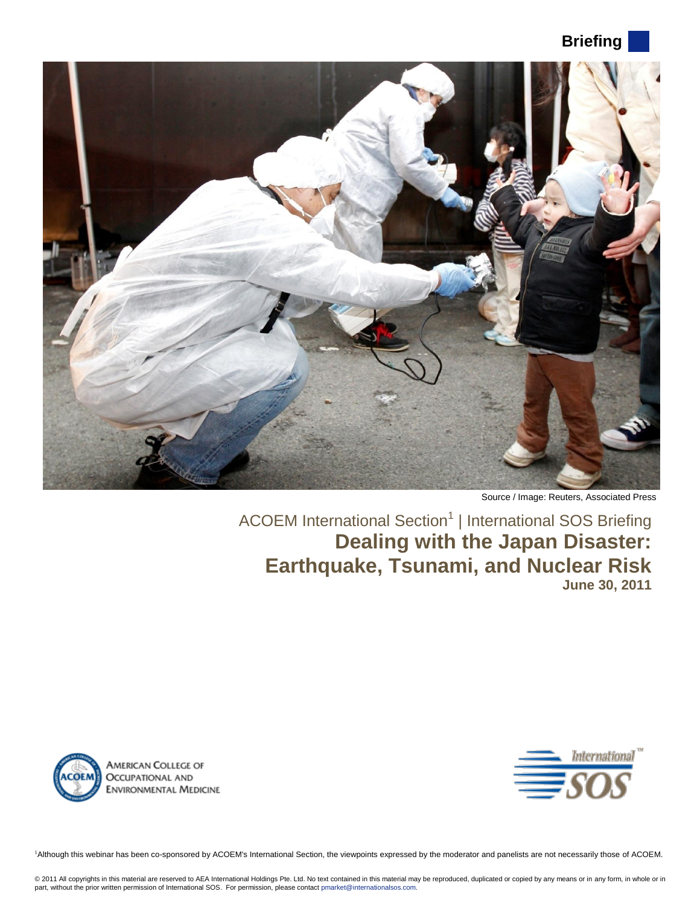Briefing

Source / Image: Reuters, Associated Press

ACOEM International Section[1] | International SOS Briefing

# Dealing with the Japan Disaster: Earthquake, Tsunami, and Nuclear Risk

**June 30, 2011**

AMERICAN COLLEGE OF OCCUPATIONAL AND ENVIRONMENTAL MEDICINE

International SOS

[1]Although this webinar has been co-sponsored by ACOEM's International Section, the viewpoints expressed by the moderator and panelists are not necessarily those of ACOEM.

© 2011 All copyrights in this material are reserved to AEA International Holdings Pte. Ltd. No text contained in this material may be reproduced, duplicated or copied by any means or in any form, in whole or in part, without the prior written permission of International SOS. For permission, please contact pmarket@internationalsos.com.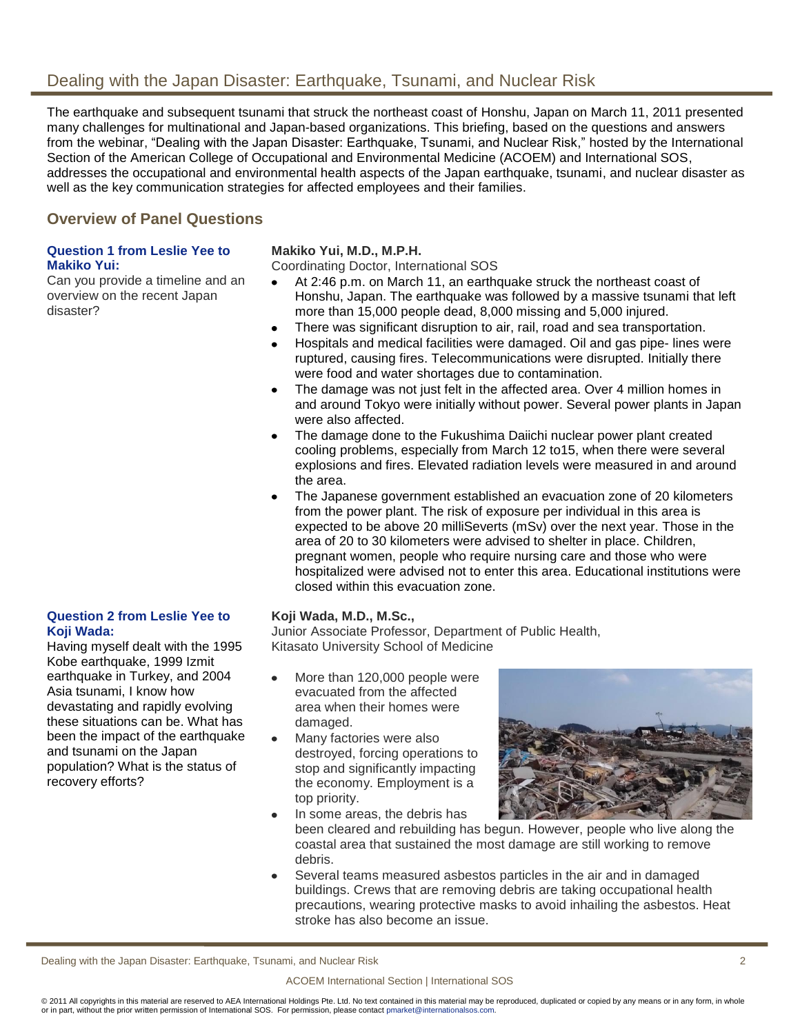# Dealing with the Japan Disaster: Earthquake, Tsunami, and Nuclear Risk

The earthquake and subsequent tsunami that struck the northeast coast of Honshu, Japan on March 11, 2011 presented many challenges for multinational and Japan-based organizations. This briefing, based on the questions and answers from the webinar, "Dealing with the Japan Disaster: Earthquake, Tsunami, and Nuclear Risk," hosted by the International Section of the American College of Occupational and Environmental Medicine (ACOEM) and International SOS, addresses the occupational and environmental health aspects of the Japan earthquake, tsunami, and nuclear disaster as well as the key communication strategies for affected employees and their families.

## Overview of Panel Questions

**Question 1 from Leslie Yee to Makiko Yui:**

Can you provide a timeline and an overview on the recent Japan disaster?

**Makiko Yui, M.D., M.P.H.**
Coordinating Doctor, International SOS

- At 2:46 p.m. on March 11, an earthquake struck the northeast coast of Honshu, Japan. The earthquake was followed by a massive tsunami that left more than 15,000 people dead, 8,000 missing and 5,000 injured.
- There was significant disruption to air, rail, road and sea transportation.
- Hospitals and medical facilities were damaged. Oil and gas pipe- lines were ruptured, causing fires. Telecommunications were disrupted. Initially there were food and water shortages due to contamination.
- The damage was not just felt in the affected area. Over 4 million homes in and around Tokyo were initially without power. Several power plants in Japan were also affected.
- The damage done to the Fukushima Daiichi nuclear power plant created cooling problems, especially from March 12 to15, when there were several explosions and fires. Elevated radiation levels were measured in and around the area.
- The Japanese government established an evacuation zone of 20 kilometers from the power plant. The risk of exposure per individual in this area is expected to be above 20 milliSeverts (mSv) over the next year. Those in the area of 20 to 30 kilometers were advised to shelter in place. Children, pregnant women, people who require nursing care and those who were hospitalized were advised not to enter this area. Educational institutions were closed within this evacuation zone.

**Question 2 from Leslie Yee to Koji Wada:**

Having myself dealt with the 1995 Kobe earthquake, 1999 Izmit earthquake in Turkey, and 2004 Asia tsunami, I know how devastating and rapidly evolving these situations can be. What has been the impact of the earthquake and tsunami on the Japan population? What is the status of recovery efforts?

**Koji Wada, M.D., M.Sc.,**
Junior Associate Professor, Department of Public Health, Kitasato University School of Medicine

- More than 120,000 people were evacuated from the affected area when their homes were damaged.
- Many factories were also destroyed, forcing operations to stop and significantly impacting the economy. Employment is a top priority.
- In some areas, the debris has been cleared and rebuilding has begun. However, people who live along the coastal area that sustained the most damage are still working to remove debris.
- Several teams measured asbestos particles in the air and in damaged buildings. Crews that are removing debris are taking occupational health precautions, wearing protective masks to avoid inhailing the asbestos. Heat stroke has also become an issue.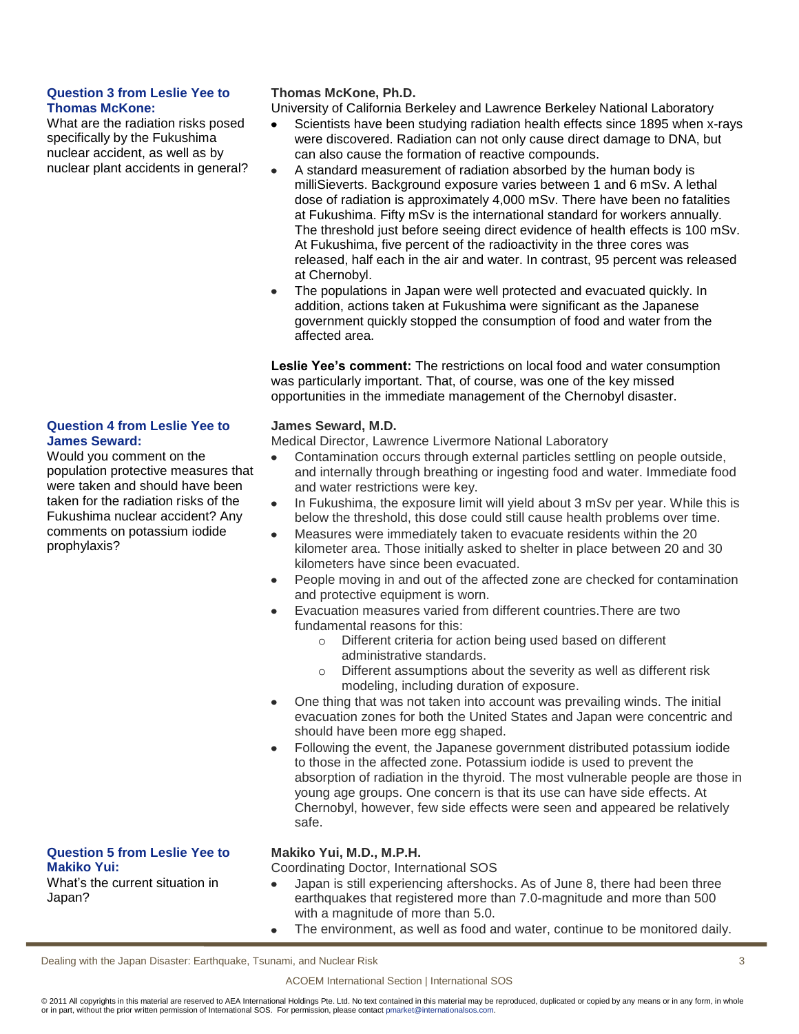**Question 3 from Leslie Yee to Thomas McKone:**

What are the radiation risks posed specifically by the Fukushima nuclear accident, as well as by nuclear plant accidents in general?

**Thomas McKone, Ph.D.**

University of California Berkeley and Lawrence Berkeley National Laboratory

- Scientists have been studying radiation health effects since 1895 when x-rays were discovered. Radiation can not only cause direct damage to DNA, but can also cause the formation of reactive compounds.
- A standard measurement of radiation absorbed by the human body is milliSieverts. Background exposure varies between 1 and 6 mSv. A lethal dose of radiation is approximately 4,000 mSv. There have been no fatalities at Fukushima. Fifty mSv is the international standard for workers annually. The threshold just before seeing direct evidence of health effects is 100 mSv. At Fukushima, five percent of the radioactivity in the three cores was released, half each in the air and water. In contrast, 95 percent was released at Chernobyl.
- The populations in Japan were well protected and evacuated quickly. In addition, actions taken at Fukushima were significant as the Japanese government quickly stopped the consumption of food and water from the affected area.

**Leslie Yee's comment:** The restrictions on local food and water consumption was particularly important. That, of course, was one of the key missed opportunities in the immediate management of the Chernobyl disaster.

**Question 4 from Leslie Yee to James Seward:**

Would you comment on the population protective measures that were taken and should have been taken for the radiation risks of the Fukushima nuclear accident? Any comments on potassium iodide prophylaxis?

**James Seward, M.D.**

Medical Director, Lawrence Livermore National Laboratory

- Contamination occurs through external particles settling on people outside, and internally through breathing or ingesting food and water. Immediate food and water restrictions were key.
- In Fukushima, the exposure limit will yield about 3 mSv per year. While this is below the threshold, this dose could still cause health problems over time.
- Measures were immediately taken to evacuate residents within the 20 kilometer area. Those initially asked to shelter in place between 20 and 30 kilometers have since been evacuated.
- People moving in and out of the affected zone are checked for contamination and protective equipment is worn.
- Evacuation measures varied from different countries.There are two fundamental reasons for this:
  - Different criteria for action being used based on different administrative standards.
  - Different assumptions about the severity as well as different risk modeling, including duration of exposure.
- One thing that was not taken into account was prevailing winds. The initial evacuation zones for both the United States and Japan were concentric and should have been more egg shaped.
- Following the event, the Japanese government distributed potassium iodide to those in the affected zone. Potassium iodide is used to prevent the absorption of radiation in the thyroid. The most vulnerable people are those in young age groups. One concern is that its use can have side effects. At Chernobyl, however, few side effects were seen and appeared be relatively safe.

**Question 5 from Leslie Yee to Makiko Yui:**

What's the current situation in Japan?

**Makiko Yui, M.D., M.P.H.**

Coordinating Doctor, International SOS

- Japan is still experiencing aftershocks. As of June 8, there had been three earthquakes that registered more than 7.0-magnitude and more than 500 with a magnitude of more than 5.0.
- The environment, as well as food and water, continue to be monitored daily.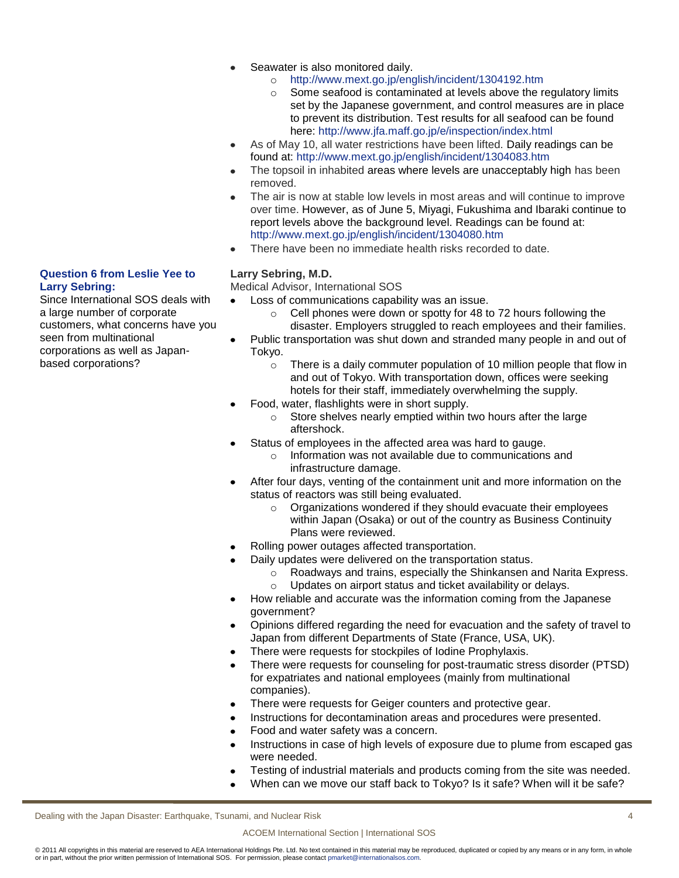- Seawater is also monitored daily.
  - http://www.mext.go.jp/english/incident/1304192.htm
  - Some seafood is contaminated at levels above the regulatory limits set by the Japanese government, and control measures are in place to prevent its distribution. Test results for all seafood can be found here: http://www.jfa.maff.go.jp/e/inspection/index.html
- As of May 10, all water restrictions have been lifted. Daily readings can be found at: http://www.mext.go.jp/english/incident/1304083.htm
- The topsoil in inhabited areas where levels are unacceptably high has been removed.
- The air is now at stable low levels in most areas and will continue to improve over time. However, as of June 5, Miyagi, Fukushima and Ibaraki continue to report levels above the background level. Readings can be found at: http://www.mext.go.jp/english/incident/1304080.htm
- There have been no immediate health risks recorded to date.

**Question 6 from Leslie Yee to Larry Sebring:**

Since International SOS deals with a large number of corporate customers, what concerns have you seen from multinational corporations as well as Japan-based corporations?

**Larry Sebring, M.D.**

Medical Advisor, International SOS

- Loss of communications capability was an issue.
  - Cell phones were down or spotty for 48 to 72 hours following the disaster. Employers struggled to reach employees and their families.
- Public transportation was shut down and stranded many people in and out of Tokyo.
  - There is a daily commuter population of 10 million people that flow in and out of Tokyo. With transportation down, offices were seeking hotels for their staff, immediately overwhelming the supply.
- Food, water, flashlights were in short supply.
  - Store shelves nearly emptied within two hours after the large aftershock.
- Status of employees in the affected area was hard to gauge.
  - Information was not available due to communications and infrastructure damage.
- After four days, venting of the containment unit and more information on the status of reactors was still being evaluated.
  - Organizations wondered if they should evacuate their employees within Japan (Osaka) or out of the country as Business Continuity Plans were reviewed.
- Rolling power outages affected transportation.
- Daily updates were delivered on the transportation status.
  - Roadways and trains, especially the Shinkansen and Narita Express.
  - Updates on airport status and ticket availability or delays.
- How reliable and accurate was the information coming from the Japanese government?
- Opinions differed regarding the need for evacuation and the safety of travel to Japan from different Departments of State (France, USA, UK).
- There were requests for stockpiles of Iodine Prophylaxis.
- There were requests for counseling for post-traumatic stress disorder (PTSD) for expatriates and national employees (mainly from multinational companies).
- There were requests for Geiger counters and protective gear.
- Instructions for decontamination areas and procedures were presented.
- Food and water safety was a concern.
- Instructions in case of high levels of exposure due to plume from escaped gas were needed.
- Testing of industrial materials and products coming from the site was needed.
- When can we move our staff back to Tokyo? Is it safe? When will it be safe?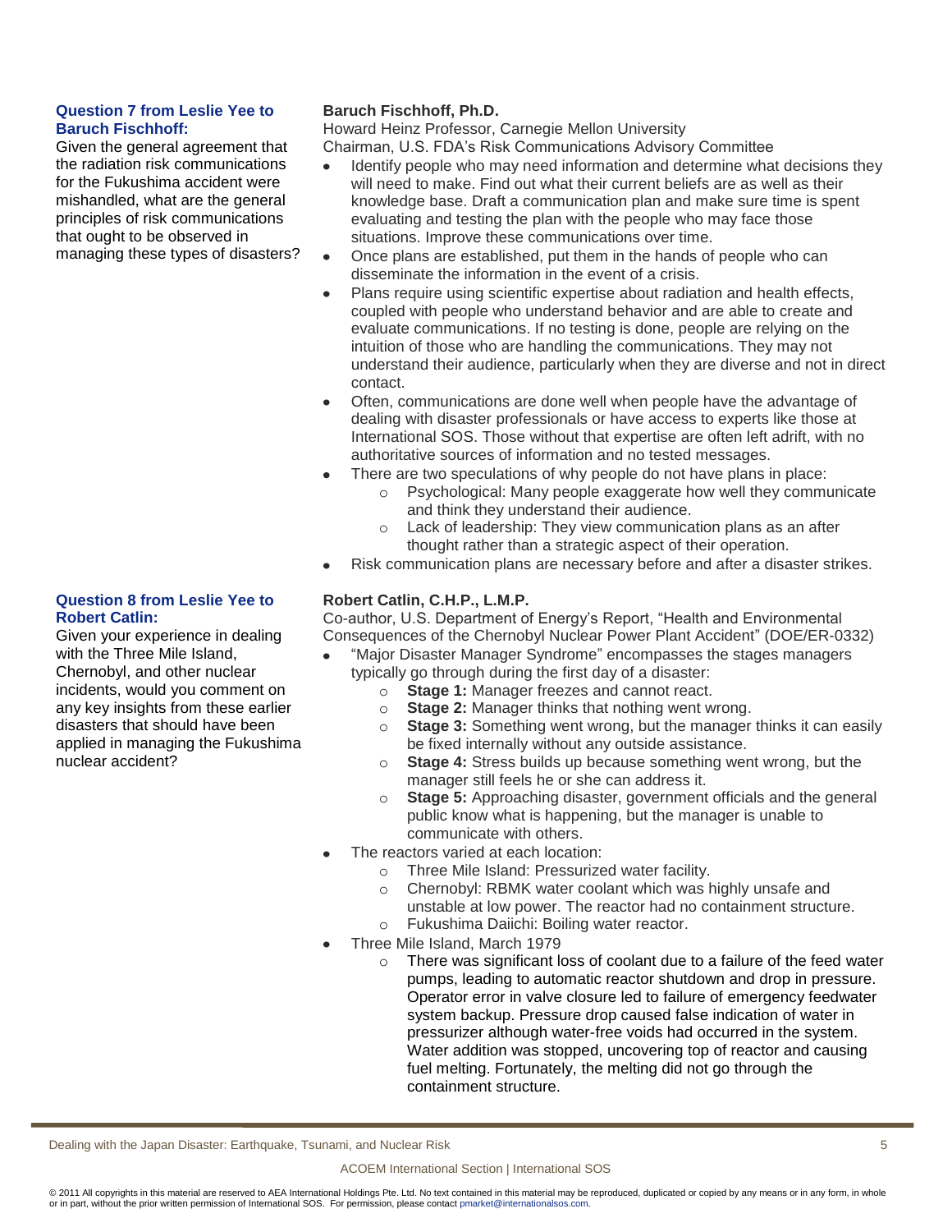**Question 7 from Leslie Yee to Baruch Fischhoff:**

Given the general agreement that the radiation risk communications for the Fukushima accident were mishandled, what are the general principles of risk communications that ought to be observed in managing these types of disasters?

**Baruch Fischhoff, Ph.D.**
Howard Heinz Professor, Carnegie Mellon University
Chairman, U.S. FDA's Risk Communications Advisory Committee

- Identify people who may need information and determine what decisions they will need to make. Find out what their current beliefs are as well as their knowledge base. Draft a communication plan and make sure time is spent evaluating and testing the plan with the people who may face those situations. Improve these communications over time.
- Once plans are established, put them in the hands of people who can disseminate the information in the event of a crisis.
- Plans require using scientific expertise about radiation and health effects, coupled with people who understand behavior and are able to create and evaluate communications. If no testing is done, people are relying on the intuition of those who are handling the communications. They may not understand their audience, particularly when they are diverse and not in direct contact.
- Often, communications are done well when people have the advantage of dealing with disaster professionals or have access to experts like those at International SOS. Those without that expertise are often left adrift, with no authoritative sources of information and no tested messages.
- There are two speculations of why people do not have plans in place:
  - Psychological: Many people exaggerate how well they communicate and think they understand their audience.
  - Lack of leadership: They view communication plans as an after thought rather than a strategic aspect of their operation.
- Risk communication plans are necessary before and after a disaster strikes.

**Question 8 from Leslie Yee to Robert Catlin:**

Given your experience in dealing with the Three Mile Island, Chernobyl, and other nuclear incidents, would you comment on any key insights from these earlier disasters that should have been applied in managing the Fukushima nuclear accident?

**Robert Catlin, C.H.P., L.M.P.**
Co-author, U.S. Department of Energy's Report, "Health and Environmental Consequences of the Chernobyl Nuclear Power Plant Accident" (DOE/ER-0332)

- "Major Disaster Manager Syndrome" encompasses the stages managers typically go through during the first day of a disaster:
  - **Stage 1:** Manager freezes and cannot react.
  - **Stage 2:** Manager thinks that nothing went wrong.
  - **Stage 3:** Something went wrong, but the manager thinks it can easily be fixed internally without any outside assistance.
  - **Stage 4:** Stress builds up because something went wrong, but the manager still feels he or she can address it.
  - **Stage 5:** Approaching disaster, government officials and the general public know what is happening, but the manager is unable to communicate with others.
- The reactors varied at each location:
  - Three Mile Island: Pressurized water facility.
  - Chernobyl: RBMK water coolant which was highly unsafe and unstable at low power. The reactor had no containment structure.
  - Fukushima Daiichi: Boiling water reactor.
- Three Mile Island, March 1979
  - There was significant loss of coolant due to a failure of the feed water pumps, leading to automatic reactor shutdown and drop in pressure. Operator error in valve closure led to failure of emergency feedwater system backup. Pressure drop caused false indication of water in pressurizer although water-free voids had occurred in the system. Water addition was stopped, uncovering top of reactor and causing fuel melting. Fortunately, the melting did not go through the containment structure.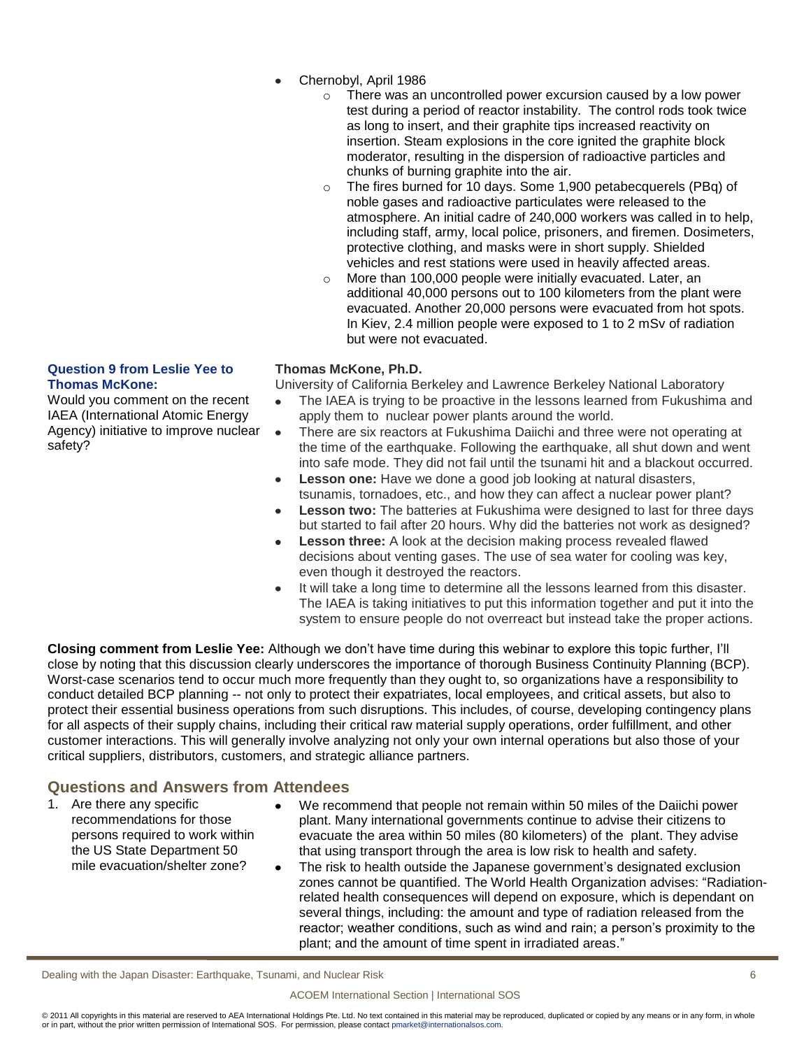- Chernobyl, April 1986
  - There was an uncontrolled power excursion caused by a low power test during a period of reactor instability. The control rods took twice as long to insert, and their graphite tips increased reactivity on insertion. Steam explosions in the core ignited the graphite block moderator, resulting in the dispersion of radioactive particles and chunks of burning graphite into the air.
  - The fires burned for 10 days. Some 1,900 petabecquerels (PBq) of noble gases and radioactive particulates were released to the atmosphere. An initial cadre of 240,000 workers was called in to help, including staff, army, local police, prisoners, and firemen. Dosimeters, protective clothing, and masks were in short supply. Shielded vehicles and rest stations were used in heavily affected areas.
  - More than 100,000 people were initially evacuated. Later, an additional 40,000 persons out to 100 kilometers from the plant were evacuated. Another 20,000 persons were evacuated from hot spots. In Kiev, 2.4 million people were exposed to 1 to 2 mSv of radiation but were not evacuated.

**Question 9 from Leslie Yee to Thomas McKone:**
Would you comment on the recent IAEA (International Atomic Energy Agency) initiative to improve nuclear safety?

**Thomas McKone, Ph.D.**
University of California Berkeley and Lawrence Berkeley National Laboratory

- The IAEA is trying to be proactive in the lessons learned from Fukushima and apply them to nuclear power plants around the world.
- There are six reactors at Fukushima Daiichi and three were not operating at the time of the earthquake. Following the earthquake, all shut down and went into safe mode. They did not fail until the tsunami hit and a blackout occurred.
- **Lesson one:** Have we done a good job looking at natural disasters, tsunamis, tornadoes, etc., and how they can affect a nuclear power plant?
- **Lesson two:** The batteries at Fukushima were designed to last for three days but started to fail after 20 hours. Why did the batteries not work as designed?
- **Lesson three:** A look at the decision making process revealed flawed decisions about venting gases. The use of sea water for cooling was key, even though it destroyed the reactors.
- It will take a long time to determine all the lessons learned from this disaster. The IAEA is taking initiatives to put this information together and put it into the system to ensure people do not overreact but instead take the proper actions.

**Closing comment from Leslie Yee:** Although we don't have time during this webinar to explore this topic further, I'll close by noting that this discussion clearly underscores the importance of thorough Business Continuity Planning (BCP). Worst-case scenarios tend to occur much more frequently than they ought to, so organizations have a responsibility to conduct detailed BCP planning -- not only to protect their expatriates, local employees, and critical assets, but also to protect their essential business operations from such disruptions. This includes, of course, developing contingency plans for all aspects of their supply chains, including their critical raw material supply operations, order fulfillment, and other customer interactions. This will generally involve analyzing not only your own internal operations but also those of your critical suppliers, distributors, customers, and strategic alliance partners.

## Questions and Answers from Attendees

1. Are there any specific recommendations for those persons required to work within the US State Department 50 mile evacuation/shelter zone?

- We recommend that people not remain within 50 miles of the Daiichi power plant. Many international governments continue to advise their citizens to evacuate the area within 50 miles (80 kilometers) of the plant. They advise that using transport through the area is low risk to health and safety.
- The risk to health outside the Japanese government's designated exclusion zones cannot be quantified. The World Health Organization advises: "Radiation-related health consequences will depend on exposure, which is dependant on several things, including: the amount and type of radiation released from the reactor; weather conditions, such as wind and rain; a person's proximity to the plant; and the amount of time spent in irradiated areas."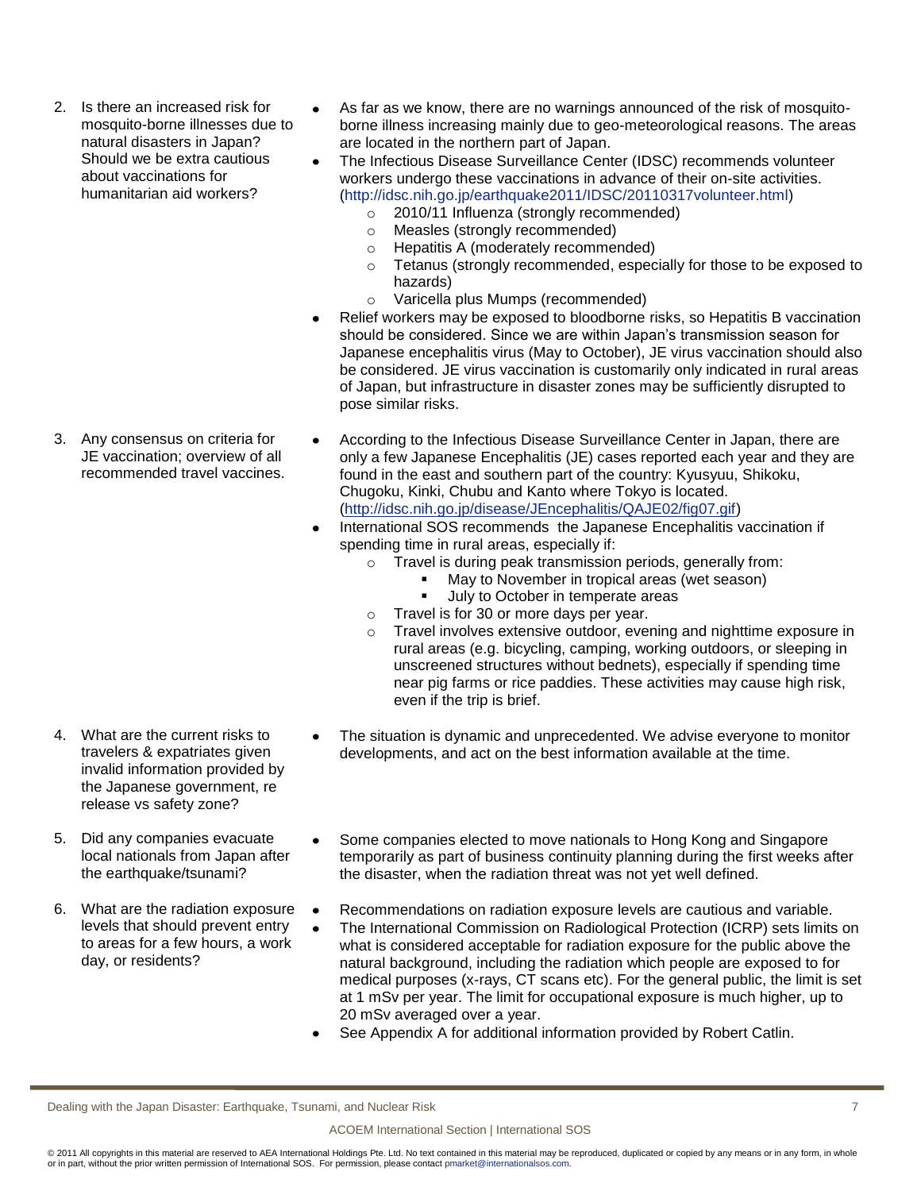2. Is there an increased risk for mosquito-borne illnesses due to natural disasters in Japan? Should we be extra cautious about vaccinations for humanitarian aid workers?

- As far as we know, there are no warnings announced of the risk of mosquito-borne illness increasing mainly due to geo-meteorological reasons. The areas are located in the northern part of Japan.
- The Infectious Disease Surveillance Center (IDSC) recommends volunteer workers undergo these vaccinations in advance of their on-site activities. (http://idsc.nih.go.jp/earthquake2011/IDSC/20110317volunteer.html)
  - 2010/11 Influenza (strongly recommended)
  - Measles (strongly recommended)
  - Hepatitis A (moderately recommended)
  - Tetanus (strongly recommended, especially for those to be exposed to hazards)
  - Varicella plus Mumps (recommended)
- Relief workers may be exposed to bloodborne risks, so Hepatitis B vaccination should be considered. Since we are within Japan's transmission season for Japanese encephalitis virus (May to October), JE virus vaccination should also be considered. JE virus vaccination is customarily only indicated in rural areas of Japan, but infrastructure in disaster zones may be sufficiently disrupted to pose similar risks.

3. Any consensus on criteria for JE vaccination; overview of all recommended travel vaccines.

- According to the Infectious Disease Surveillance Center in Japan, there are only a few Japanese Encephalitis (JE) cases reported each year and they are found in the east and southern part of the country: Kyusyuu, Shikoku, Chugoku, Kinki, Chubu and Kanto where Tokyo is located. (http://idsc.nih.go.jp/disease/JEncephalitis/QAJE02/fig07.gif)
- International SOS recommends the Japanese Encephalitis vaccination if spending time in rural areas, especially if:
  - Travel is during peak transmission periods, generally from:
    - May to November in tropical areas (wet season)
    - July to October in temperate areas
  - Travel is for 30 or more days per year.
  - Travel involves extensive outdoor, evening and nighttime exposure in rural areas (e.g. bicycling, camping, working outdoors, or sleeping in unscreened structures without bednets), especially if spending time near pig farms or rice paddies. These activities may cause high risk, even if the trip is brief.

4. What are the current risks to travelers & expatriates given invalid information provided by the Japanese government, re release vs safety zone?

- The situation is dynamic and unprecedented. We advise everyone to monitor developments, and act on the best information available at the time.

5. Did any companies evacuate local nationals from Japan after the earthquake/tsunami?

- Some companies elected to move nationals to Hong Kong and Singapore temporarily as part of business continuity planning during the first weeks after the disaster, when the radiation threat was not yet well defined.

6. What are the radiation exposure levels that should prevent entry to areas for a few hours, a work day, or residents?

- Recommendations on radiation exposure levels are cautious and variable.
- The International Commission on Radiological Protection (ICRP) sets limits on what is considered acceptable for radiation exposure for the public above the natural background, including the radiation which people are exposed to for medical purposes (x-rays, CT scans etc). For the general public, the limit is set at 1 mSv per year. The limit for occupational exposure is much higher, up to 20 mSv averaged over a year.
- See Appendix A for additional information provided by Robert Catlin.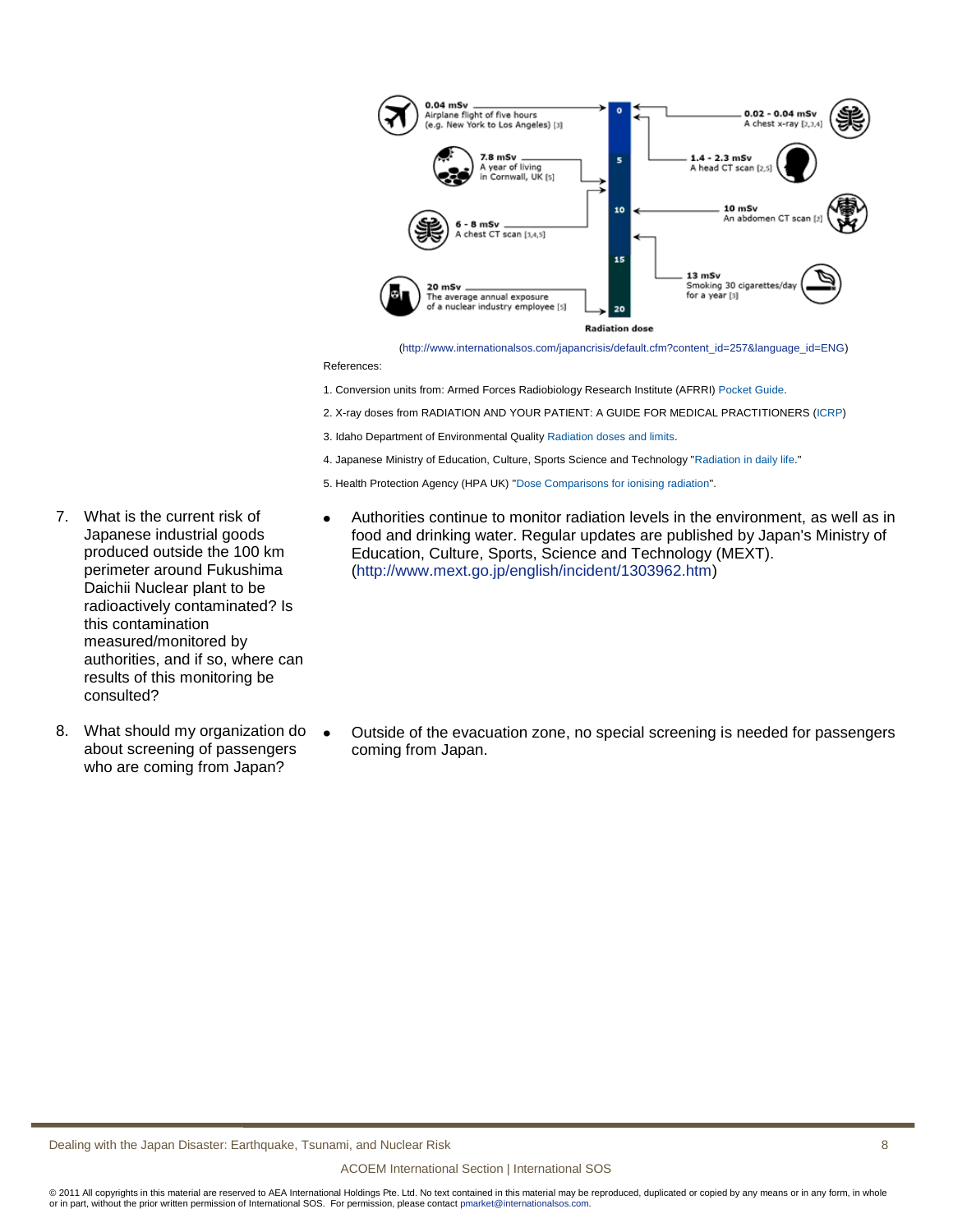(http://www.internationalsos.com/japancrisis/default.cfm?content_id=257&language_id=ENG)

References:

1. Conversion units from: Armed Forces Radiobiology Research Institute (AFRRI) Pocket Guide.
2. X-ray doses from RADIATION AND YOUR PATIENT: A GUIDE FOR MEDICAL PRACTITIONERS (ICRP)
3. Idaho Department of Environmental Quality Radiation doses and limits.
4. Japanese Ministry of Education, Culture, Sports Science and Technology "Radiation in daily life."
5. Health Protection Agency (HPA UK) "Dose Comparisons for ionising radiation".

7. What is the current risk of Japanese industrial goods produced outside the 100 km perimeter around Fukushima Daichii Nuclear plant to be radioactively contaminated? Is this contamination measured/monitored by authorities, and if so, where can results of this monitoring be consulted?

   - Authorities continue to monitor radiation levels in the environment, as well as in food and drinking water. Regular updates are published by Japan's Ministry of Education, Culture, Sports, Science and Technology (MEXT). (http://www.mext.go.jp/english/incident/1303962.htm)

8. What should my organization do about screening of passengers who are coming from Japan?

   - Outside of the evacuation zone, no special screening is needed for passengers coming from Japan.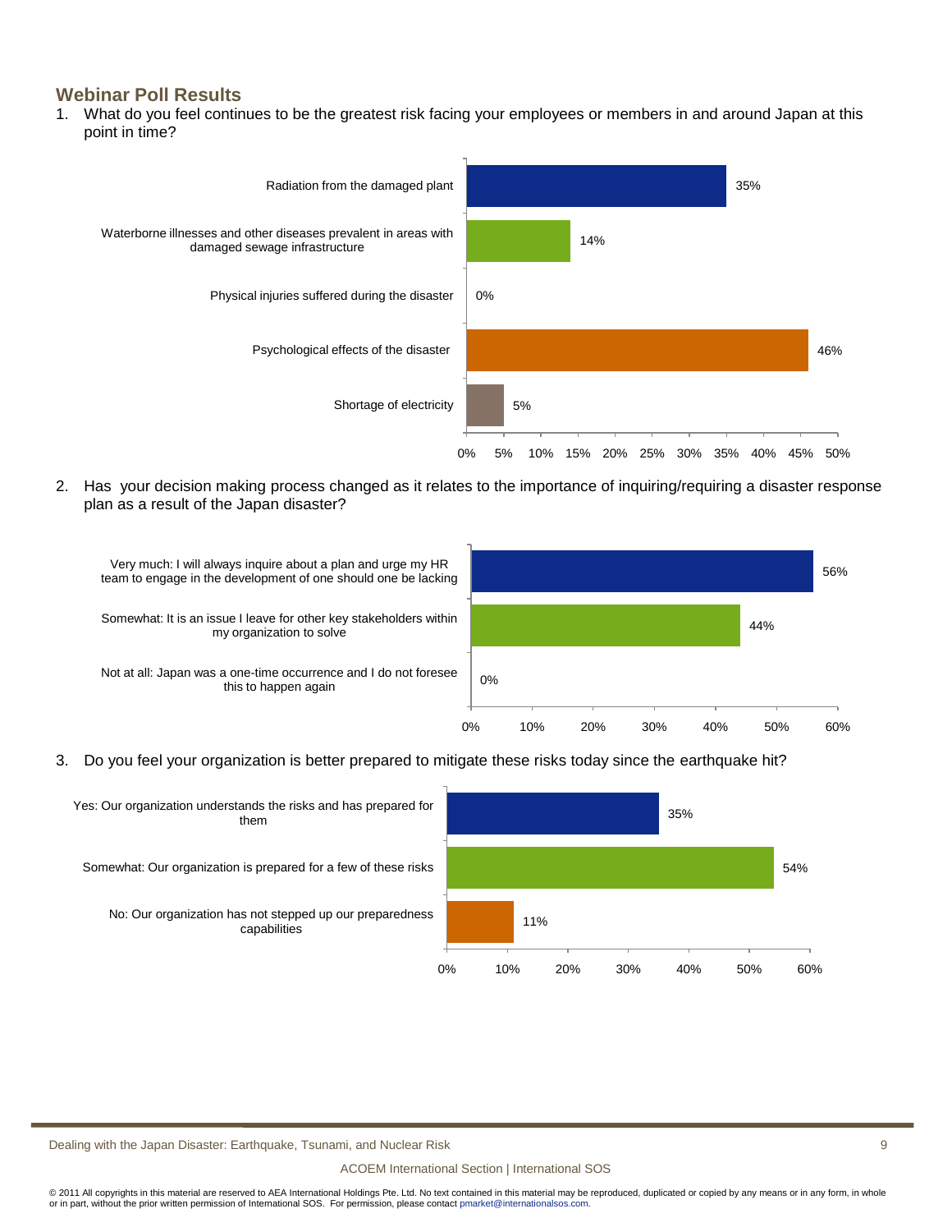## Webinar Poll Results

1. What do you feel continues to be the greatest risk facing your employees or members in and around Japan at this point in time?

| Response | % |
|---|---|
| Radiation from the damaged plant | 35% |
| Waterborne illnesses and other diseases prevalent in areas with damaged sewage infrastructure | 14% |
| Physical injuries suffered during the disaster | 0% |
| Psychological effects of the disaster | 46% |
| Shortage of electricity | 5% |

2. Has your decision making process changed as it relates to the importance of inquiring/requiring a disaster response plan as a result of the Japan disaster?

| Response | % |
|---|---|
| Very much: I will always inquire about a plan and urge my HR team to engage in the development of one should one be lacking | 56% |
| Somewhat: It is an issue I leave for other key stakeholders within my organization to solve | 44% |
| Not at all: Japan was a one-time occurrence and I do not foresee this to happen again | 0% |

3. Do you feel your organization is better prepared to mitigate these risks today since the earthquake hit?

| Response | % |
|---|---|
| Yes: Our organization understands the risks and has prepared for them | 35% |
| Somewhat: Our organization is prepared for a few of these risks | 54% |
| No: Our organization has not stepped up our preparedness capabilities | 11% |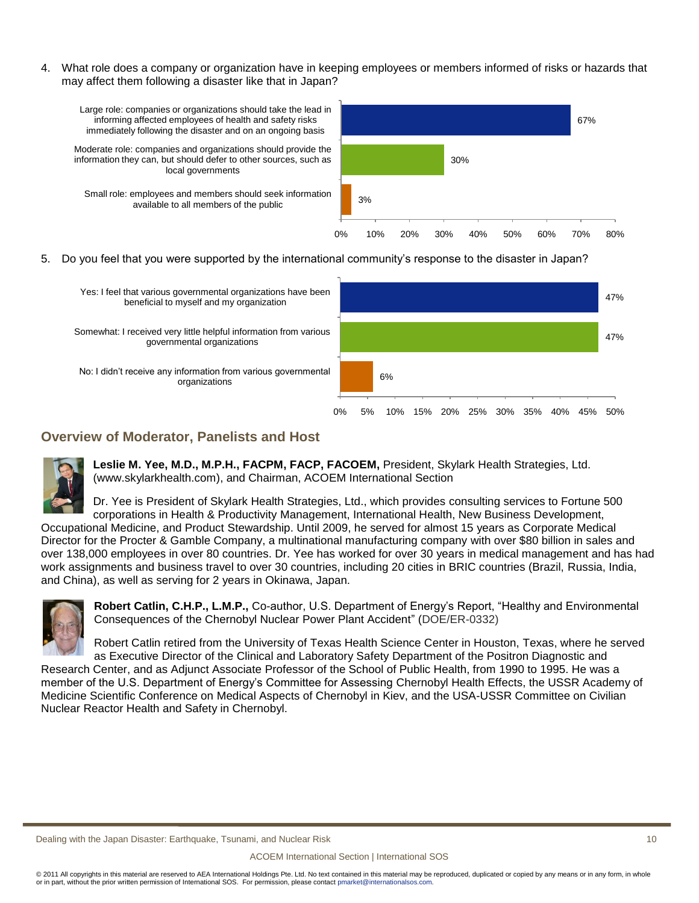4. What role does a company or organization have in keeping employees or members informed of risks or hazards that may affect them following a disaster like that in Japan?

| Response | Percentage |
|---|---|
| Large role: companies or organizations should take the lead in informing affected employees of health and safety risks immediately following the disaster and on an ongoing basis | 67% |
| Moderate role: companies and organizations should provide the information they can, but should defer to other sources, such as local governments | 30% |
| Small role: employees and members should seek information available to all members of the public | 3% |

5. Do you feel that you were supported by the international community's response to the disaster in Japan?

| Response | Percentage |
|---|---|
| Yes: I feel that various governmental organizations have been beneficial to myself and my organization | 47% |
| Somewhat: I received very little helpful information from various governmental organizations | 47% |
| No: I didn't receive any information from various governmental organizations | 6% |

## Overview of Moderator, Panelists and Host

**Leslie M. Yee, M.D., M.P.H., FACPM, FACP, FACOEM,** President, Skylark Health Strategies, Ltd. (www.skylarkhealth.com), and Chairman, ACOEM International Section

Dr. Yee is President of Skylark Health Strategies, Ltd., which provides consulting services to Fortune 500 corporations in Health & Productivity Management, International Health, New Business Development, Occupational Medicine, and Product Stewardship. Until 2009, he served for almost 15 years as Corporate Medical Director for the Procter & Gamble Company, a multinational manufacturing company with over $80 billion in sales and over 138,000 employees in over 80 countries. Dr. Yee has worked for over 30 years in medical management and has had work assignments and business travel to over 30 countries, including 20 cities in BRIC countries (Brazil, Russia, India, and China), as well as serving for 2 years in Okinawa, Japan.

**Robert Catlin, C.H.P., L.M.P.,** Co-author, U.S. Department of Energy's Report, "Healthy and Environmental Consequences of the Chernobyl Nuclear Power Plant Accident" (DOE/ER-0332)

Robert Catlin retired from the University of Texas Health Science Center in Houston, Texas, where he served as Executive Director of the Clinical and Laboratory Safety Department of the Positron Diagnostic and Research Center, and as Adjunct Associate Professor of the School of Public Health, from 1990 to 1995. He was a member of the U.S. Department of Energy's Committee for Assessing Chernobyl Health Effects, the USSR Academy of Medicine Scientific Conference on Medical Aspects of Chernobyl in Kiev, and the USA-USSR Committee on Civilian Nuclear Reactor Health and Safety in Chernobyl.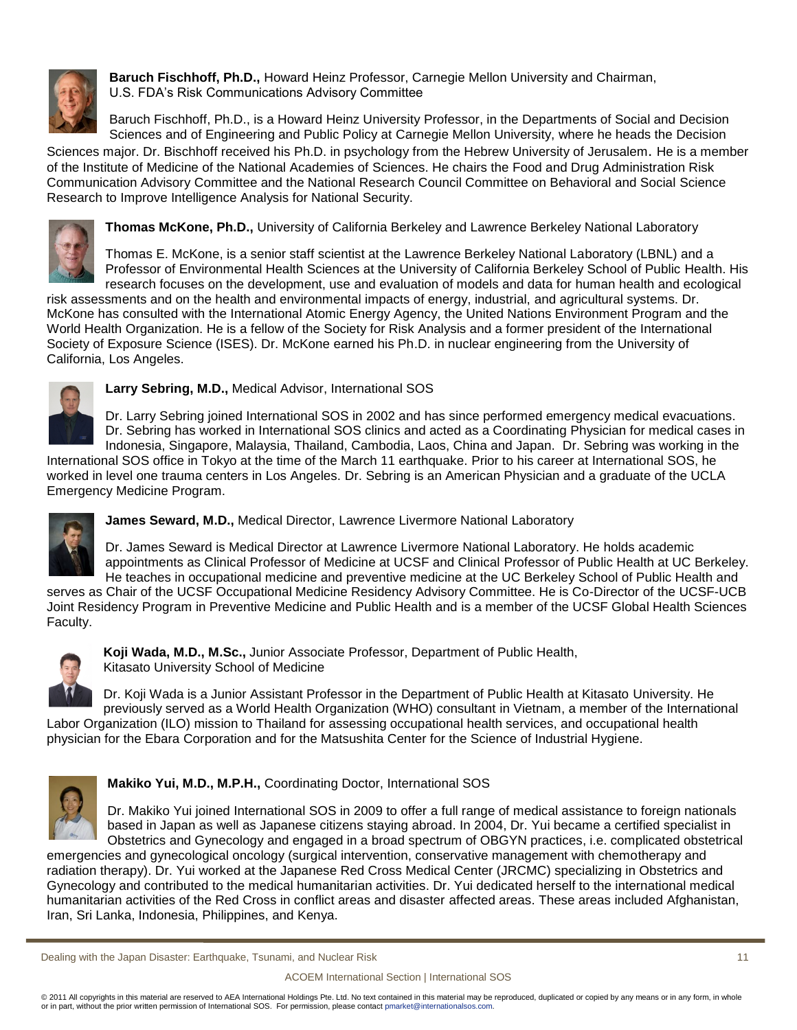**Baruch Fischhoff, Ph.D.,** Howard Heinz Professor, Carnegie Mellon University and Chairman, U.S. FDA's Risk Communications Advisory Committee

Baruch Fischhoff, Ph.D., is a Howard Heinz University Professor, in the Departments of Social and Decision Sciences and of Engineering and Public Policy at Carnegie Mellon University, where he heads the Decision Sciences major. Dr. Bischhoff received his Ph.D. in psychology from the Hebrew University of Jerusalem. He is a member of the Institute of Medicine of the National Academies of Sciences. He chairs the Food and Drug Administration Risk Communication Advisory Committee and the National Research Council Committee on Behavioral and Social Science Research to Improve Intelligence Analysis for National Security.

**Thomas McKone, Ph.D.,** University of California Berkeley and Lawrence Berkeley National Laboratory

Thomas E. McKone, is a senior staff scientist at the Lawrence Berkeley National Laboratory (LBNL) and a Professor of Environmental Health Sciences at the University of California Berkeley School of Public Health. His research focuses on the development, use and evaluation of models and data for human health and ecological risk assessments and on the health and environmental impacts of energy, industrial, and agricultural systems. Dr. McKone has consulted with the International Atomic Energy Agency, the United Nations Environment Program and the World Health Organization. He is a fellow of the Society for Risk Analysis and a former president of the International Society of Exposure Science (ISES). Dr. McKone earned his Ph.D. in nuclear engineering from the University of California, Los Angeles.

**Larry Sebring, M.D.,** Medical Advisor, International SOS

Dr. Larry Sebring joined International SOS in 2002 and has since performed emergency medical evacuations. Dr. Sebring has worked in International SOS clinics and acted as a Coordinating Physician for medical cases in Indonesia, Singapore, Malaysia, Thailand, Cambodia, Laos, China and Japan. Dr. Sebring was working in the International SOS office in Tokyo at the time of the March 11 earthquake. Prior to his career at International SOS, he worked in level one trauma centers in Los Angeles. Dr. Sebring is an American Physician and a graduate of the UCLA Emergency Medicine Program.

**James Seward, M.D.,** Medical Director, Lawrence Livermore National Laboratory

Dr. James Seward is Medical Director at Lawrence Livermore National Laboratory. He holds academic appointments as Clinical Professor of Medicine at UCSF and Clinical Professor of Public Health at UC Berkeley. He teaches in occupational medicine and preventive medicine at the UC Berkeley School of Public Health and serves as Chair of the UCSF Occupational Medicine Residency Advisory Committee. He is Co-Director of the UCSF-UCB Joint Residency Program in Preventive Medicine and Public Health and is a member of the UCSF Global Health Sciences Faculty.

**Koji Wada, M.D., M.Sc.,** Junior Associate Professor, Department of Public Health, Kitasato University School of Medicine

Dr. Koji Wada is a Junior Assistant Professor in the Department of Public Health at Kitasato University. He previously served as a World Health Organization (WHO) consultant in Vietnam, a member of the International Labor Organization (ILO) mission to Thailand for assessing occupational health services, and occupational health physician for the Ebara Corporation and for the Matsushita Center for the Science of Industrial Hygiene.

**Makiko Yui, M.D., M.P.H.,** Coordinating Doctor, International SOS

Dr. Makiko Yui joined International SOS in 2009 to offer a full range of medical assistance to foreign nationals based in Japan as well as Japanese citizens staying abroad. In 2004, Dr. Yui became a certified specialist in Obstetrics and Gynecology and engaged in a broad spectrum of OBGYN practices, i.e. complicated obstetrical emergencies and gynecological oncology (surgical intervention, conservative management with chemotherapy and radiation therapy). Dr. Yui worked at the Japanese Red Cross Medical Center (JRCMC) specializing in Obstetrics and Gynecology and contributed to the medical humanitarian activities. Dr. Yui dedicated herself to the international medical humanitarian activities of the Red Cross in conflict areas and disaster affected areas. These areas included Afghanistan, Iran, Sri Lanka, Indonesia, Philippines, and Kenya.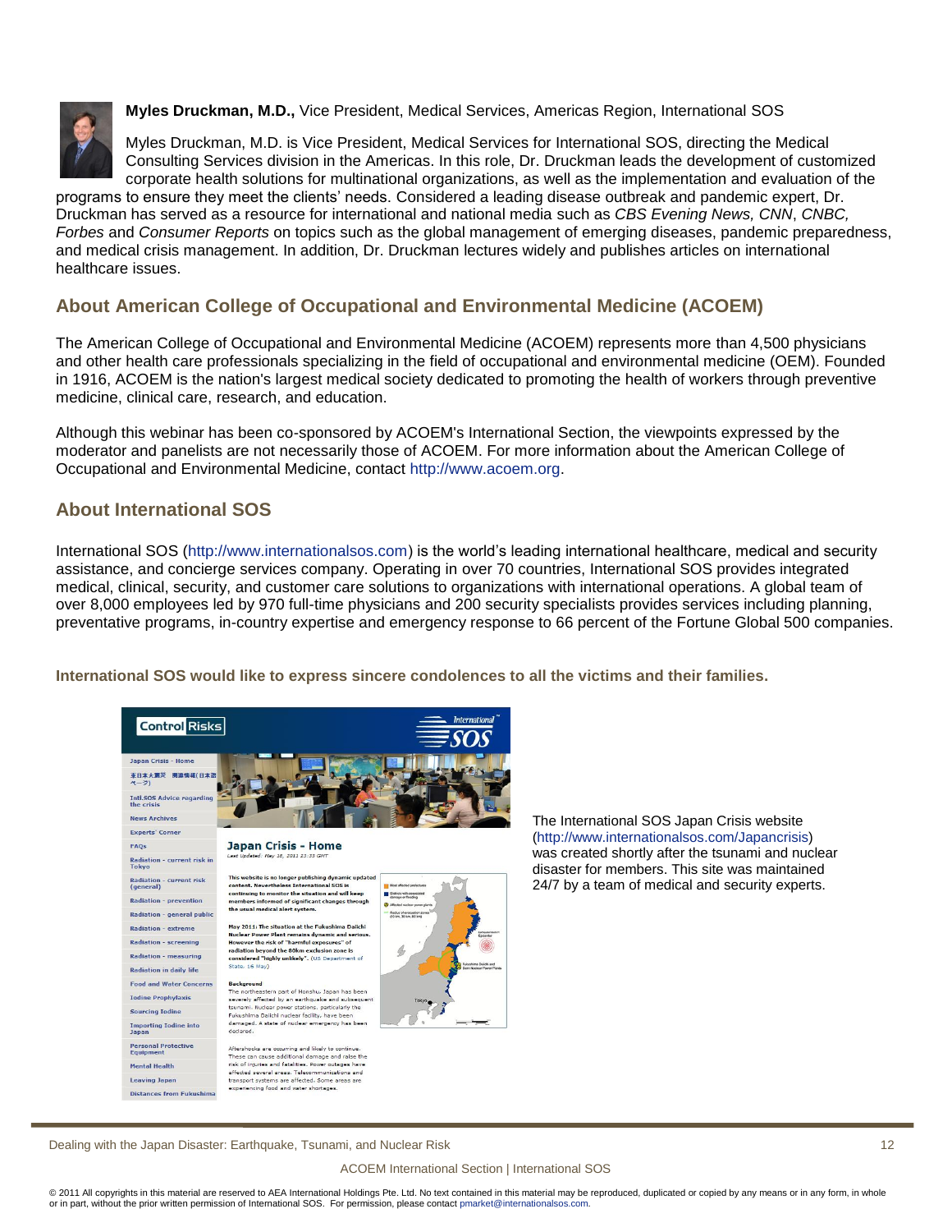**Myles Druckman, M.D.,** Vice President, Medical Services, Americas Region, International SOS

Myles Druckman, M.D. is Vice President, Medical Services for International SOS, directing the Medical Consulting Services division in the Americas. In this role, Dr. Druckman leads the development of customized corporate health solutions for multinational organizations, as well as the implementation and evaluation of the programs to ensure they meet the clients' needs. Considered a leading disease outbreak and pandemic expert, Dr. Druckman has served as a resource for international and national media such as *CBS Evening News, CNN*, *CNBC, Forbes* and *Consumer Reports* on topics such as the global management of emerging diseases, pandemic preparedness, and medical crisis management. In addition, Dr. Druckman lectures widely and publishes articles on international healthcare issues.

## About American College of Occupational and Environmental Medicine (ACOEM)

The American College of Occupational and Environmental Medicine (ACOEM) represents more than 4,500 physicians and other health care professionals specializing in the field of occupational and environmental medicine (OEM). Founded in 1916, ACOEM is the nation's largest medical society dedicated to promoting the health of workers through preventive medicine, clinical care, research, and education.

Although this webinar has been co-sponsored by ACOEM's International Section, the viewpoints expressed by the moderator and panelists are not necessarily those of ACOEM. For more information about the American College of Occupational and Environmental Medicine, contact http://www.acoem.org.

## About International SOS

International SOS (http://www.internationalsos.com) is the world's leading international healthcare, medical and security assistance, and concierge services company. Operating in over 70 countries, International SOS provides integrated medical, clinical, security, and customer care solutions to organizations with international operations. A global team of over 8,000 employees led by 970 full-time physicians and 200 security specialists provides services including planning, preventative programs, in-country expertise and emergency response to 66 percent of the Fortune Global 500 companies.

**International SOS would like to express sincere condolences to all the victims and their families.**

The International SOS Japan Crisis website (http://www.internationalsos.com/Japancrisis) was created shortly after the tsunami and nuclear disaster for members. This site was maintained 24/7 by a team of medical and security experts.

© 2011 All copyrights in this material are reserved to AEA International Holdings Pte. Ltd. No text contained in this material may be reproduced, duplicated or copied by any means or in any form, in whole or in part, without the prior written permission of International SOS. For permission, please contact pmarket@internationalsos.com.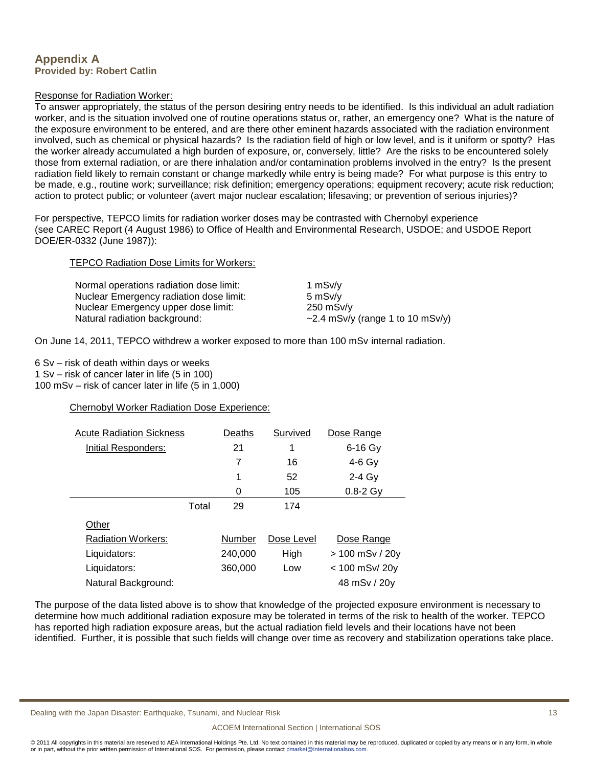## Appendix A

**Provided by: Robert Catlin**

Response for Radiation Worker:

To answer appropriately, the status of the person desiring entry needs to be identified. Is this individual an adult radiation worker, and is the situation involved one of routine operations status or, rather, an emergency one? What is the nature of the exposure environment to be entered, and are there other eminent hazards associated with the radiation environment involved, such as chemical or physical hazards? Is the radiation field of high or low level, and is it uniform or spotty? Has the worker already accumulated a high burden of exposure, or, conversely, little? Are the risks to be encountered solely those from external radiation, or are there inhalation and/or contamination problems involved in the entry? Is the present radiation field likely to remain constant or change markedly while entry is being made? For what purpose is this entry to be made, e.g., routine work; surveillance; risk definition; emergency operations; equipment recovery; acute risk reduction; action to protect public; or volunteer (avert major nuclear escalation; lifesaving; or prevention of serious injuries)?

For perspective, TEPCO limits for radiation worker doses may be contrasted with Chernobyl experience (see CAREC Report (4 August 1986) to Office of Health and Environmental Research, USDOE; and USDOE Report DOE/ER-0332 (June 1987)):

TEPCO Radiation Dose Limits for Workers:

| | |
|---|---|
| Normal operations radiation dose limit: | 1 mSv/y |
| Nuclear Emergency radiation dose limit: | 5 mSv/y |
| Nuclear Emergency upper dose limit: | 250 mSv/y |
| Natural radiation background: | ~2.4 mSv/y (range 1 to 10 mSv/y) |

On June 14, 2011, TEPCO withdrew a worker exposed to more than 100 mSv internal radiation.

6 Sv – risk of death within days or weeks
1 Sv – risk of cancer later in life (5 in 100)
100 mSv – risk of cancer later in life (5 in 1,000)

Chernobyl Worker Radiation Dose Experience:

| Acute Radiation Sickness | Deaths | Survived | Dose Range |
|---|---|---|---|
| Initial Responders: | 21 | 1 | 6-16 Gy |
| | 7 | 16 | 4-6 Gy |
| | 1 | 52 | 2-4 Gy |
| | 0 | 105 | 0.8-2 Gy |
| Total | 29 | 174 | |

| Other Radiation Workers: | Number | Dose Level | Dose Range |
|---|---|---|---|
| Liquidators: | 240,000 | High | > 100 mSv / 20y |
| Liquidators: | 360,000 | Low | < 100 mSv/ 20y |
| Natural Background: | | | 48 mSv / 20y |

The purpose of the data listed above is to show that knowledge of the projected exposure environment is necessary to determine how much additional radiation exposure may be tolerated in terms of the risk to health of the worker. TEPCO has reported high radiation exposure areas, but the actual radiation field levels and their locations have not been identified. Further, it is possible that such fields will change over time as recovery and stabilization operations take place.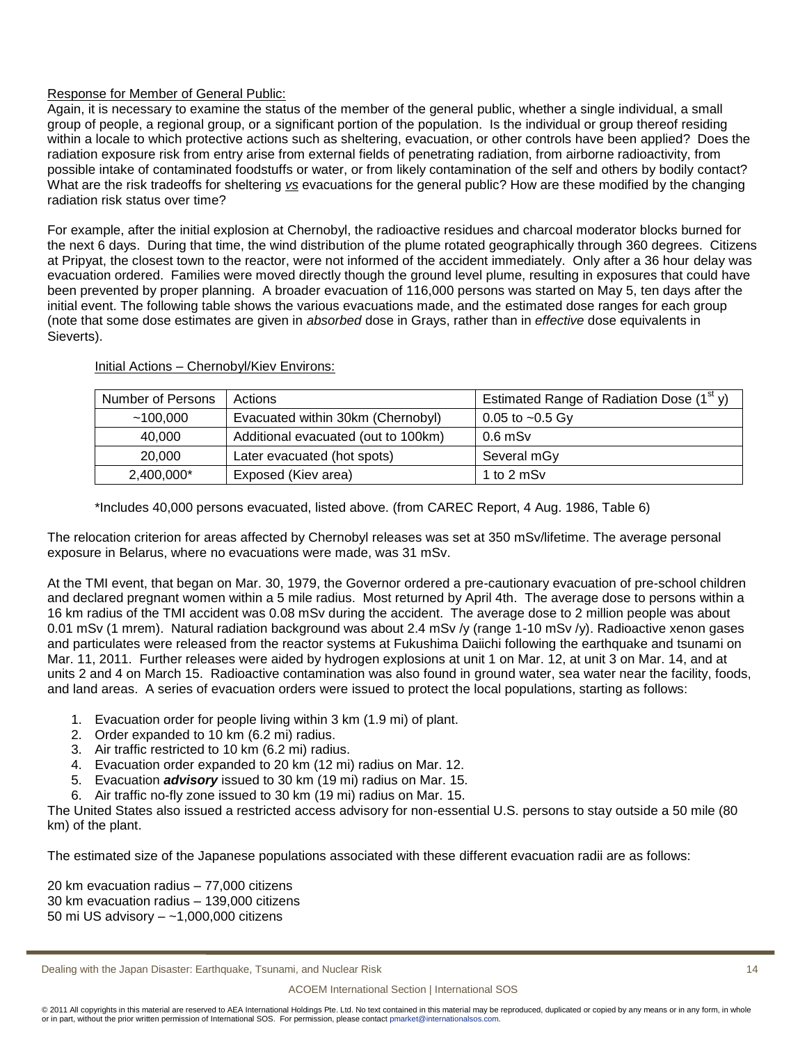Response for Member of General Public:

Again, it is necessary to examine the status of the member of the general public, whether a single individual, a small group of people, a regional group, or a significant portion of the population. Is the individual or group thereof residing within a locale to which protective actions such as sheltering, evacuation, or other controls have been applied? Does the radiation exposure risk from entry arise from external fields of penetrating radiation, from airborne radioactivity, from possible intake of contaminated foodstuffs or water, or from likely contamination of the self and others by bodily contact? What are the risk tradeoffs for sheltering *vs* evacuations for the general public? How are these modified by the changing radiation risk status over time?

For example, after the initial explosion at Chernobyl, the radioactive residues and charcoal moderator blocks burned for the next 6 days. During that time, the wind distribution of the plume rotated geographically through 360 degrees. Citizens at Pripyat, the closest town to the reactor, were not informed of the accident immediately. Only after a 36 hour delay was evacuation ordered. Families were moved directly though the ground level plume, resulting in exposures that could have been prevented by proper planning. A broader evacuation of 116,000 persons was started on May 5, ten days after the initial event. The following table shows the various evacuations made, and the estimated dose ranges for each group (note that some dose estimates are given in *absorbed* dose in Grays, rather than in *effective* dose equivalents in Sieverts).

Initial Actions – Chernobyl/Kiev Environs:

| Number of Persons | Actions | Estimated Range of Radiation Dose (1st y) |
|---|---|---|
| ~100,000 | Evacuated within 30km (Chernobyl) | 0.05 to ~0.5 Gy |
| 40,000 | Additional evacuated (out to 100km) | 0.6 mSv |
| 20,000 | Later evacuated (hot spots) | Several mGy |
| 2,400,000* | Exposed (Kiev area) | 1 to 2 mSv |

*Includes 40,000 persons evacuated, listed above. (from CAREC Report, 4 Aug. 1986, Table 6)

The relocation criterion for areas affected by Chernobyl releases was set at 350 mSv/lifetime. The average personal exposure in Belarus, where no evacuations were made, was 31 mSv.

At the TMI event, that began on Mar. 30, 1979, the Governor ordered a pre-cautionary evacuation of pre-school children and declared pregnant women within a 5 mile radius. Most returned by April 4th. The average dose to persons within a 16 km radius of the TMI accident was 0.08 mSv during the accident. The average dose to 2 million people was about 0.01 mSv (1 mrem). Natural radiation background was about 2.4 mSv /y (range 1-10 mSv /y). Radioactive xenon gases and particulates were released from the reactor systems at Fukushima Daiichi following the earthquake and tsunami on Mar. 11, 2011. Further releases were aided by hydrogen explosions at unit 1 on Mar. 12, at unit 3 on Mar. 14, and at units 2 and 4 on March 15. Radioactive contamination was also found in ground water, sea water near the facility, foods, and land areas. A series of evacuation orders were issued to protect the local populations, starting as follows:

1. Evacuation order for people living within 3 km (1.9 mi) of plant.
2. Order expanded to 10 km (6.2 mi) radius.
3. Air traffic restricted to 10 km (6.2 mi) radius.
4. Evacuation order expanded to 20 km (12 mi) radius on Mar. 12.
5. Evacuation ***advisory*** issued to 30 km (19 mi) radius on Mar. 15.
6. Air traffic no-fly zone issued to 30 km (19 mi) radius on Mar. 15.

The United States also issued a restricted access advisory for non-essential U.S. persons to stay outside a 50 mile (80 km) of the plant.

The estimated size of the Japanese populations associated with these different evacuation radii are as follows:

20 km evacuation radius – 77,000 citizens
30 km evacuation radius – 139,000 citizens
50 mi US advisory – ~1,000,000 citizens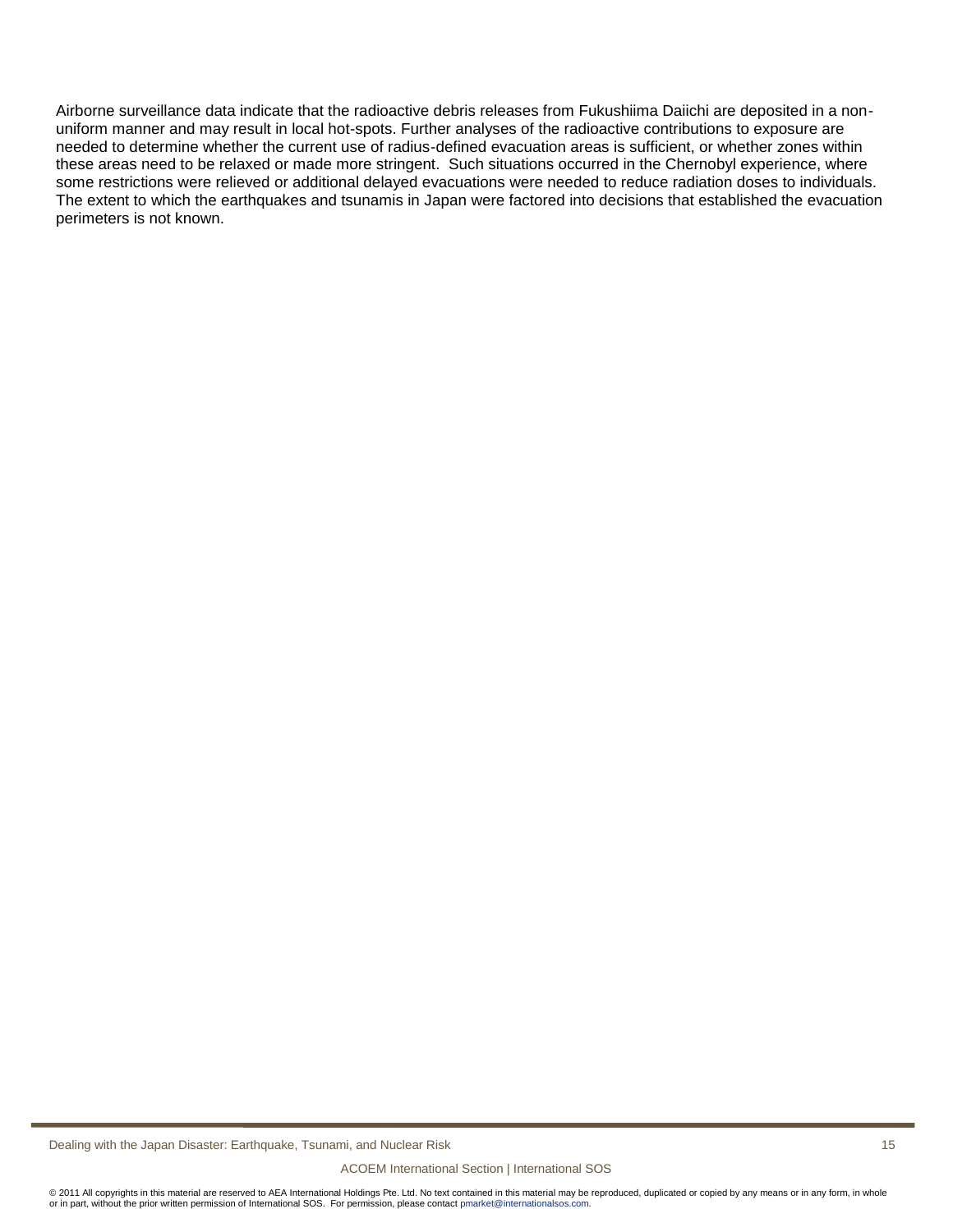Airborne surveillance data indicate that the radioactive debris releases from Fukushiima Daiichi are deposited in a non-uniform manner and may result in local hot-spots. Further analyses of the radioactive contributions to exposure are needed to determine whether the current use of radius-defined evacuation areas is sufficient, or whether zones within these areas need to be relaxed or made more stringent. Such situations occurred in the Chernobyl experience, where some restrictions were relieved or additional delayed evacuations were needed to reduce radiation doses to individuals. The extent to which the earthquakes and tsunamis in Japan were factored into decisions that established the evacuation perimeters is not known.